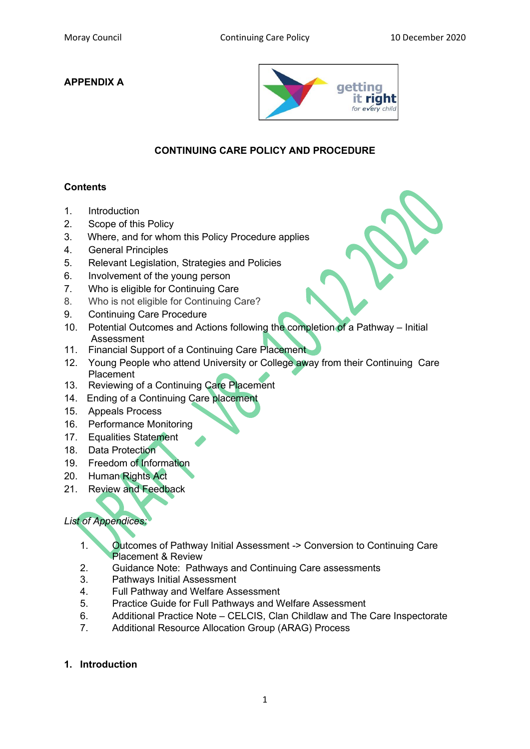**APPENDIX A**

## CONTINUING CARE POLICY AND PROCEDURE

### Contents

1. Introduction
2. Scope of this Policy
3. Where, and for whom this Policy Procedure applies
4. General Principles
5. Relevant Legislation, Strategies and Policies
6. Involvement of the young person
7. Who is eligible for Continuing Care
8. Who is not eligible for Continuing Care?
9. Continuing Care Procedure
10. Potential Outcomes and Actions following the completion of a Pathway – Initial Assessment
11. Financial Support of a Continuing Care Placement
12. Young People who attend University or College away from their Continuing Care Placement
13. Reviewing of a Continuing Care Placement
14. Ending of a Continuing Care placement
15. Appeals Process
16. Performance Monitoring
17. Equalities Statement
18. Data Protection
19. Freedom of Information
20. Human Rights Act
21. Review and Feedback

*List of Appendices:*

1. Outcomes of Pathway Initial Assessment -> Conversion to Continuing Care Placement & Review
2. Guidance Note: Pathways and Continuing Care assessments
3. Pathways Initial Assessment
4. Full Pathway and Welfare Assessment
5. Practice Guide for Full Pathways and Welfare Assessment
6. Additional Practice Note – CELCIS, Clan Childlaw and The Care Inspectorate
7. Additional Resource Allocation Group (ARAG) Process

### 1. Introduction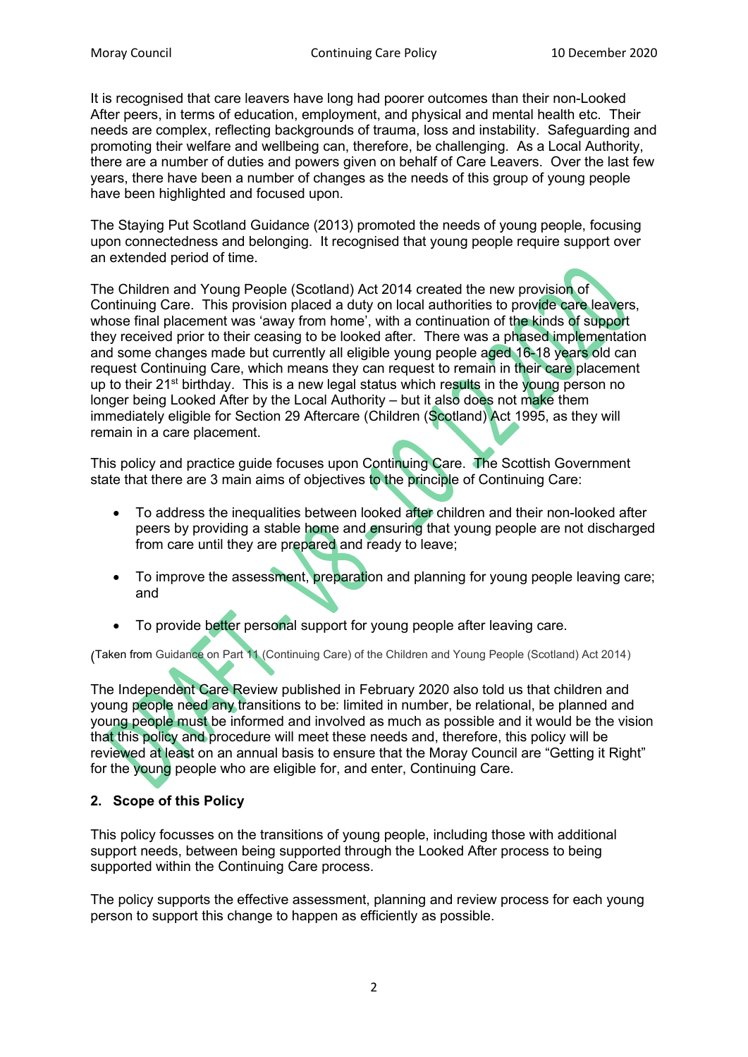It is recognised that care leavers have long had poorer outcomes than their non-Looked After peers, in terms of education, employment, and physical and mental health etc. Their needs are complex, reflecting backgrounds of trauma, loss and instability. Safeguarding and promoting their welfare and wellbeing can, therefore, be challenging. As a Local Authority, there are a number of duties and powers given on behalf of Care Leavers. Over the last few years, there have been a number of changes as the needs of this group of young people have been highlighted and focused upon.

The Staying Put Scotland Guidance (2013) promoted the needs of young people, focusing upon connectedness and belonging. It recognised that young people require support over an extended period of time.

The Children and Young People (Scotland) Act 2014 created the new provision of Continuing Care. This provision placed a duty on local authorities to provide care leavers, whose final placement was 'away from home', with a continuation of the kinds of support they received prior to their ceasing to be looked after. There was a phased implementation and some changes made but currently all eligible young people aged 16-18 years old can request Continuing Care, which means they can request to remain in their care placement up to their 21st birthday. This is a new legal status which results in the young person no longer being Looked After by the Local Authority – but it also does not make them immediately eligible for Section 29 Aftercare (Children (Scotland) Act 1995, as they will remain in a care placement.

This policy and practice guide focuses upon Continuing Care. The Scottish Government state that there are 3 main aims of objectives to the principle of Continuing Care:

- To address the inequalities between looked after children and their non-looked after peers by providing a stable home and ensuring that young people are not discharged from care until they are prepared and ready to leave;
- To improve the assessment, preparation and planning for young people leaving care; and
- To provide better personal support for young people after leaving care.

(Taken from Guidance on Part 11 (Continuing Care) of the Children and Young People (Scotland) Act 2014)

The Independent Care Review published in February 2020 also told us that children and young people need any transitions to be: limited in number, be relational, be planned and young people must be informed and involved as much as possible and it would be the vision that this policy and procedure will meet these needs and, therefore, this policy will be reviewed at least on an annual basis to ensure that the Moray Council are "Getting it Right" for the young people who are eligible for, and enter, Continuing Care.

## 2. Scope of this Policy

This policy focusses on the transitions of young people, including those with additional support needs, between being supported through the Looked After process to being supported within the Continuing Care process.

The policy supports the effective assessment, planning and review process for each young person to support this change to happen as efficiently as possible.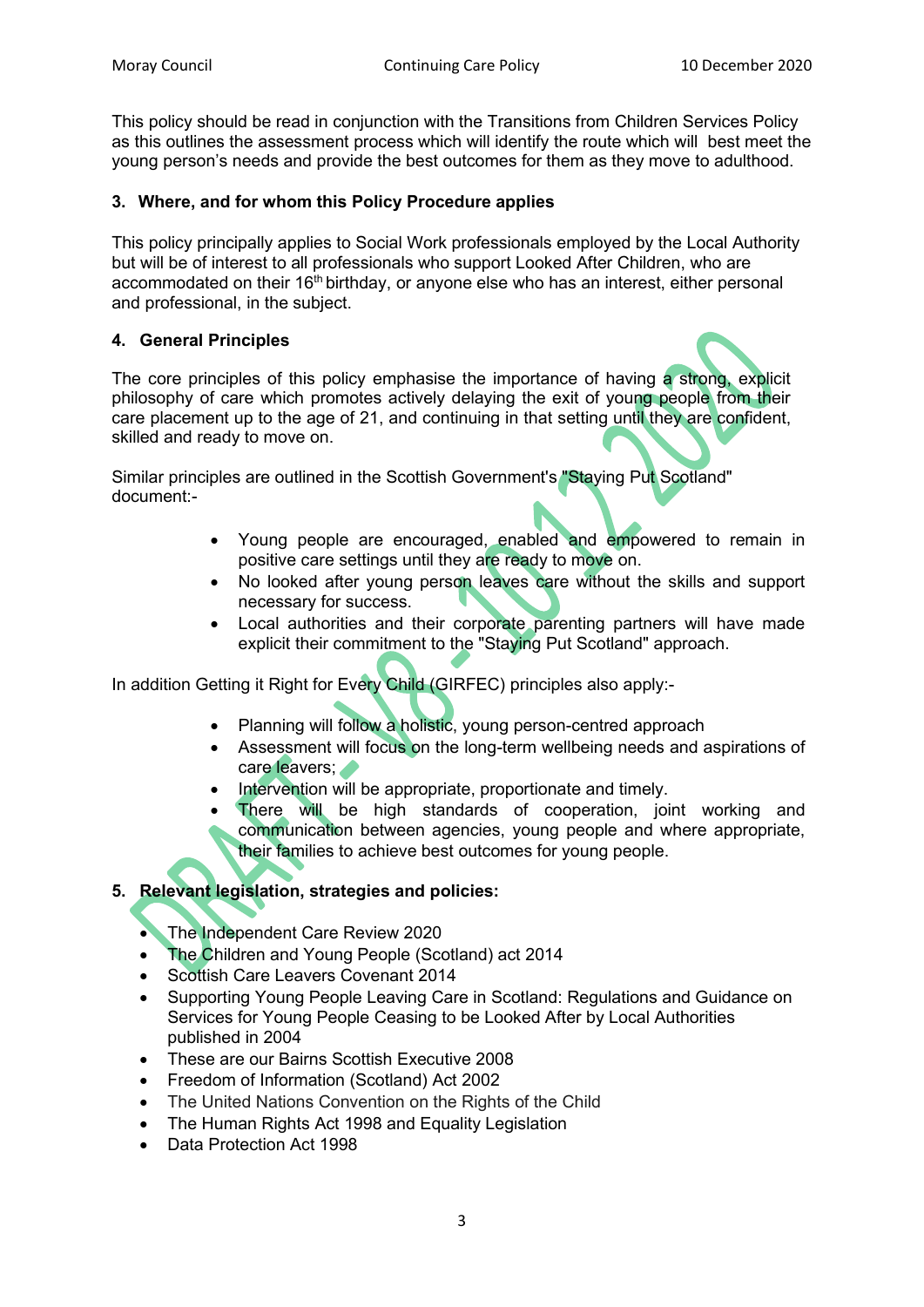This policy should be read in conjunction with the Transitions from Children Services Policy as this outlines the assessment process which will identify the route which will best meet the young person's needs and provide the best outcomes for them as they move to adulthood.

## 3. Where, and for whom this Policy Procedure applies

This policy principally applies to Social Work professionals employed by the Local Authority but will be of interest to all professionals who support Looked After Children, who are accommodated on their 16th birthday, or anyone else who has an interest, either personal and professional, in the subject.

## 4. General Principles

The core principles of this policy emphasise the importance of having a strong, explicit philosophy of care which promotes actively delaying the exit of young people from their care placement up to the age of 21, and continuing in that setting until they are confident, skilled and ready to move on.

Similar principles are outlined in the Scottish Government's "Staying Put Scotland" document:-

- Young people are encouraged, enabled and empowered to remain in positive care settings until they are ready to move on.
- No looked after young person leaves care without the skills and support necessary for success.
- Local authorities and their corporate parenting partners will have made explicit their commitment to the "Staying Put Scotland" approach.

In addition Getting it Right for Every Child (GIRFEC) principles also apply:-

- Planning will follow a holistic, young person-centred approach
- Assessment will focus on the long-term wellbeing needs and aspirations of care leavers;
- Intervention will be appropriate, proportionate and timely.
- There will be high standards of cooperation, joint working and communication between agencies, young people and where appropriate, their families to achieve best outcomes for young people.

## 5. Relevant legislation, strategies and policies:

- The Independent Care Review 2020
- The Children and Young People (Scotland) act 2014
- Scottish Care Leavers Covenant 2014
- Supporting Young People Leaving Care in Scotland: Regulations and Guidance on Services for Young People Ceasing to be Looked After by Local Authorities published in 2004
- These are our Bairns Scottish Executive 2008
- Freedom of Information (Scotland) Act 2002
- The United Nations Convention on the Rights of the Child
- The Human Rights Act 1998 and Equality Legislation
- Data Protection Act 1998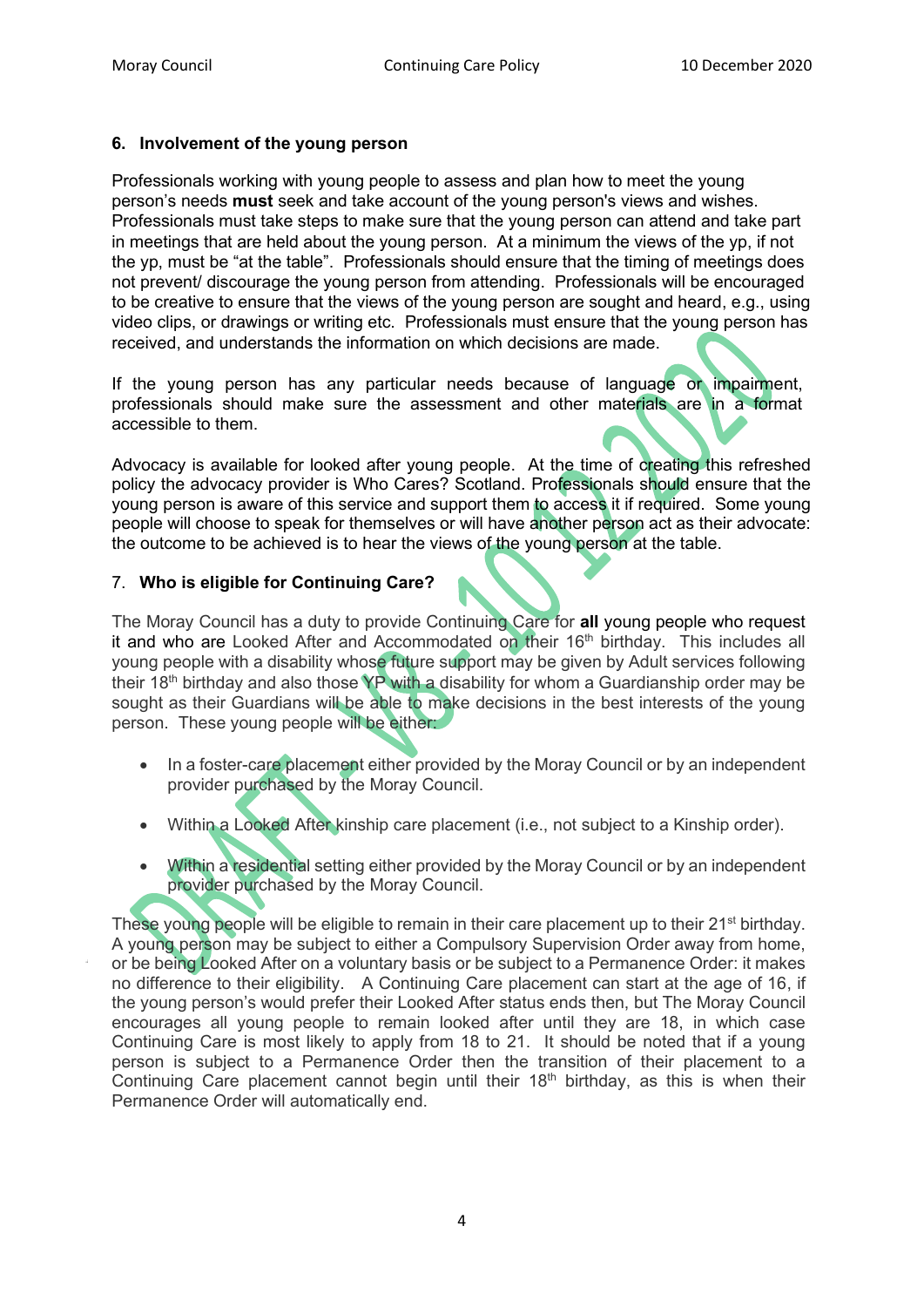## 6. Involvement of the young person

Professionals working with young people to assess and plan how to meet the young person's needs **must** seek and take account of the young person's views and wishes. Professionals must take steps to make sure that the young person can attend and take part in meetings that are held about the young person. At a minimum the views of the yp, if not the yp, must be "at the table". Professionals should ensure that the timing of meetings does not prevent/ discourage the young person from attending. Professionals will be encouraged to be creative to ensure that the views of the young person are sought and heard, e.g., using video clips, or drawings or writing etc. Professionals must ensure that the young person has received, and understands the information on which decisions are made.

If the young person has any particular needs because of language or impairment, professionals should make sure the assessment and other materials are in a format accessible to them.

Advocacy is available for looked after young people. At the time of creating this refreshed policy the advocacy provider is Who Cares? Scotland. Professionals should ensure that the young person is aware of this service and support them to access it if required. Some young people will choose to speak for themselves or will have another person act as their advocate: the outcome to be achieved is to hear the views of the young person at the table.

## 7. Who is eligible for Continuing Care?

The Moray Council has a duty to provide Continuing Care for **all** young people who request it and who are Looked After and Accommodated on their 16th birthday. This includes all young people with a disability whose future support may be given by Adult services following their 18th birthday and also those YP with a disability for whom a Guardianship order may be sought as their Guardians will be able to make decisions in the best interests of the young person. These young people will be either:

- In a foster-care placement either provided by the Moray Council or by an independent provider purchased by the Moray Council.
- Within a Looked After kinship care placement (i.e., not subject to a Kinship order).
- Within a residential setting either provided by the Moray Council or by an independent provider purchased by the Moray Council.

These young people will be eligible to remain in their care placement up to their 21st birthday. A young person may be subject to either a Compulsory Supervision Order away from home, or be being Looked After on a voluntary basis or be subject to a Permanence Order: it makes no difference to their eligibility. A Continuing Care placement can start at the age of 16, if the young person's would prefer their Looked After status ends then, but The Moray Council encourages all young people to remain looked after until they are 18, in which case Continuing Care is most likely to apply from 18 to 21. It should be noted that if a young person is subject to a Permanence Order then the transition of their placement to a Continuing Care placement cannot begin until their 18th birthday, as this is when their Permanence Order will automatically end.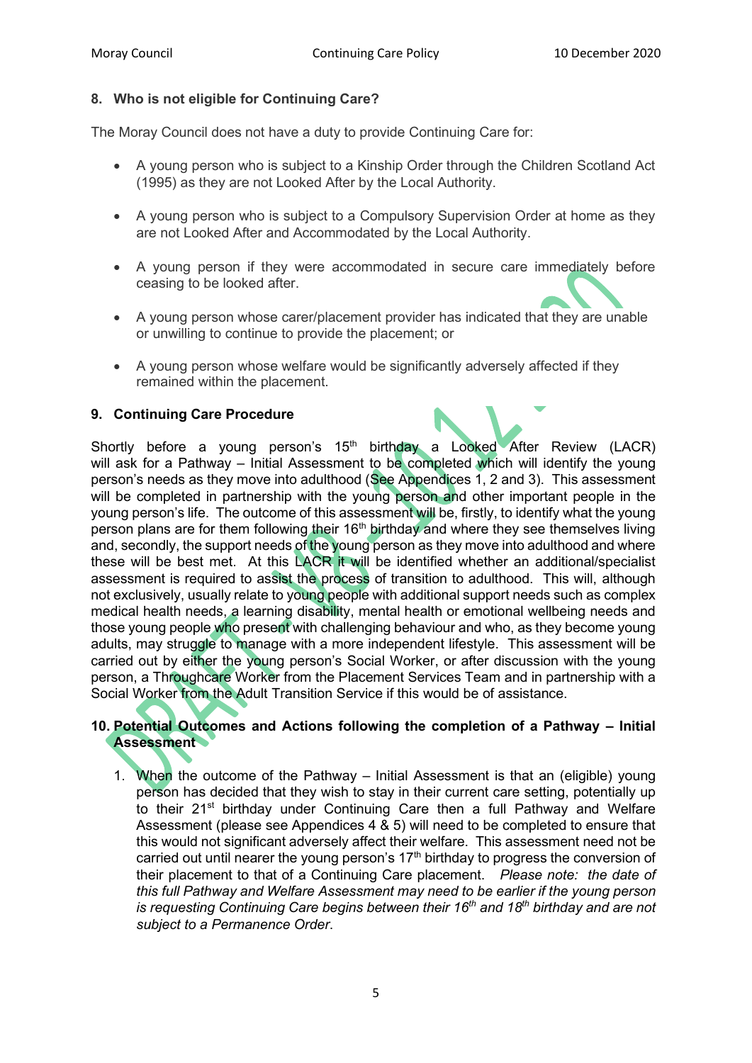## 8. Who is not eligible for Continuing Care?

The Moray Council does not have a duty to provide Continuing Care for:

- A young person who is subject to a Kinship Order through the Children Scotland Act (1995) as they are not Looked After by the Local Authority.
- A young person who is subject to a Compulsory Supervision Order at home as they are not Looked After and Accommodated by the Local Authority.
- A young person if they were accommodated in secure care immediately before ceasing to be looked after.
- A young person whose carer/placement provider has indicated that they are unable or unwilling to continue to provide the placement; or
- A young person whose welfare would be significantly adversely affected if they remained within the placement.

## 9. Continuing Care Procedure

Shortly before a young person's 15th birthday a Looked After Review (LACR) will ask for a Pathway – Initial Assessment to be completed which will identify the young person's needs as they move into adulthood (See Appendices 1, 2 and 3). This assessment will be completed in partnership with the young person and other important people in the young person's life. The outcome of this assessment will be, firstly, to identify what the young person plans are for them following their 16th birthday and where they see themselves living and, secondly, the support needs of the young person as they move into adulthood and where these will be best met. At this LACR it will be identified whether an additional/specialist assessment is required to assist the process of transition to adulthood. This will, although not exclusively, usually relate to young people with additional support needs such as complex medical health needs, a learning disability, mental health or emotional wellbeing needs and those young people who present with challenging behaviour and who, as they become young adults, may struggle to manage with a more independent lifestyle. This assessment will be carried out by either the young person's Social Worker, or after discussion with the young person, a Throughcare Worker from the Placement Services Team and in partnership with a Social Worker from the Adult Transition Service if this would be of assistance.

## 10. Potential Outcomes and Actions following the completion of a Pathway – Initial Assessment

1. When the outcome of the Pathway – Initial Assessment is that an (eligible) young person has decided that they wish to stay in their current care setting, potentially up to their 21st birthday under Continuing Care then a full Pathway and Welfare Assessment (please see Appendices 4 & 5) will need to be completed to ensure that this would not significant adversely affect their welfare. This assessment need not be carried out until nearer the young person's 17th birthday to progress the conversion of their placement to that of a Continuing Care placement. *Please note: the date of this full Pathway and Welfare Assessment may need to be earlier if the young person is requesting Continuing Care begins between their 16th and 18th birthday and are not subject to a Permanence Order.*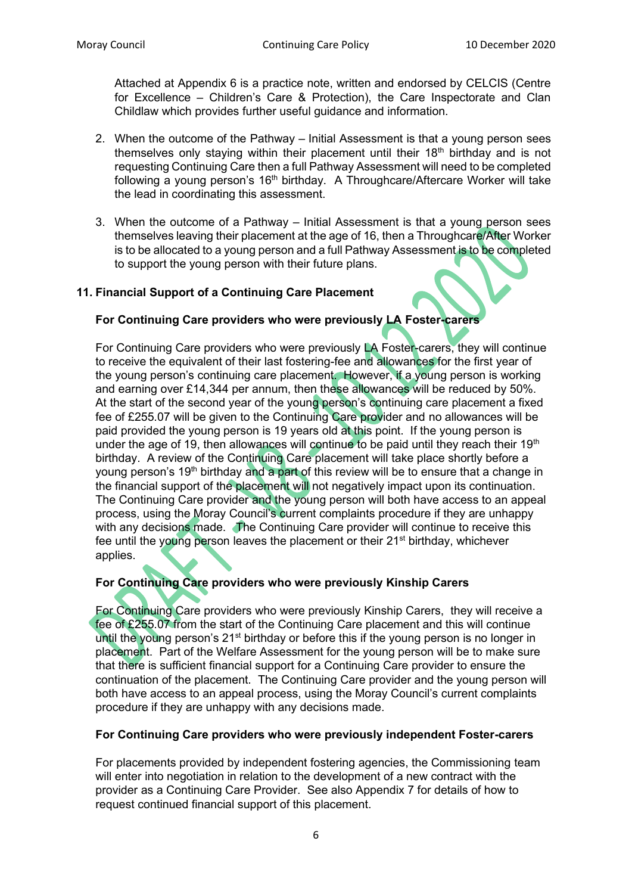Attached at Appendix 6 is a practice note, written and endorsed by CELCIS (Centre for Excellence – Children's Care & Protection), the Care Inspectorate and Clan Childlaw which provides further useful guidance and information.

2. When the outcome of the Pathway – Initial Assessment is that a young person sees themselves only staying within their placement until their 18th birthday and is not requesting Continuing Care then a full Pathway Assessment will need to be completed following a young person's 16th birthday. A Throughcare/Aftercare Worker will take the lead in coordinating this assessment.

3. When the outcome of a Pathway – Initial Assessment is that a young person sees themselves leaving their placement at the age of 16, then a Throughcare/After Worker is to be allocated to a young person and a full Pathway Assessment is to be completed to support the young person with their future plans.

## 11. Financial Support of a Continuing Care Placement

### For Continuing Care providers who were previously LA Foster-carers

For Continuing Care providers who were previously LA Foster-carers, they will continue to receive the equivalent of their last fostering-fee and allowances for the first year of the young person's continuing care placement. However, if a young person is working and earning over £14,344 per annum, then these allowances will be reduced by 50%. At the start of the second year of the young person's continuing care placement a fixed fee of £255.07 will be given to the Continuing Care provider and no allowances will be paid provided the young person is 19 years old at this point. If the young person is under the age of 19, then allowances will continue to be paid until they reach their 19th birthday. A review of the Continuing Care placement will take place shortly before a young person's 19th birthday and a part of this review will be to ensure that a change in the financial support of the placement will not negatively impact upon its continuation. The Continuing Care provider and the young person will both have access to an appeal process, using the Moray Council's current complaints procedure if they are unhappy with any decisions made. The Continuing Care provider will continue to receive this fee until the young person leaves the placement or their 21st birthday, whichever applies.

### For Continuing Care providers who were previously Kinship Carers

For Continuing Care providers who were previously Kinship Carers, they will receive a fee of £255.07 from the start of the Continuing Care placement and this will continue until the young person's 21st birthday or before this if the young person is no longer in placement. Part of the Welfare Assessment for the young person will be to make sure that there is sufficient financial support for a Continuing Care provider to ensure the continuation of the placement. The Continuing Care provider and the young person will both have access to an appeal process, using the Moray Council's current complaints procedure if they are unhappy with any decisions made.

### For Continuing Care providers who were previously independent Foster-carers

For placements provided by independent fostering agencies, the Commissioning team will enter into negotiation in relation to the development of a new contract with the provider as a Continuing Care Provider. See also Appendix 7 for details of how to request continued financial support of this placement.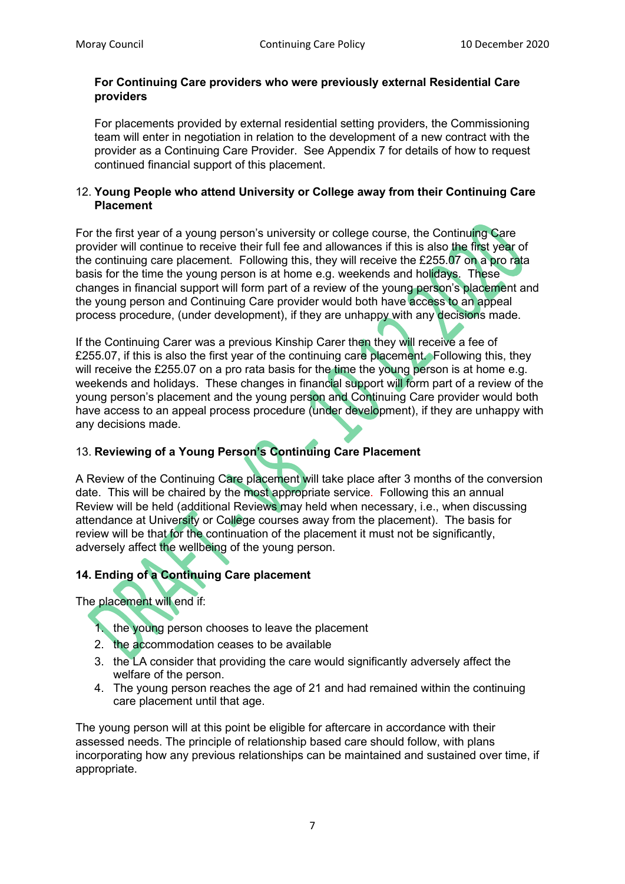**For Continuing Care providers who were previously external Residential Care providers**

For placements provided by external residential setting providers, the Commissioning team will enter in negotiation in relation to the development of a new contract with the provider as a Continuing Care Provider. See Appendix 7 for details of how to request continued financial support of this placement.

## 12. Young People who attend University or College away from their Continuing Care Placement

For the first year of a young person's university or college course, the Continuing Care provider will continue to receive their full fee and allowances if this is also the first year of the continuing care placement. Following this, they will receive the £255.07 on a pro rata basis for the time the young person is at home e.g. weekends and holidays. These changes in financial support will form part of a review of the young person's placement and the young person and Continuing Care provider would both have access to an appeal process procedure, (under development), if they are unhappy with any decisions made.

If the Continuing Carer was a previous Kinship Carer then they will receive a fee of £255.07, if this is also the first year of the continuing care placement. Following this, they will receive the £255.07 on a pro rata basis for the time the young person is at home e.g. weekends and holidays. These changes in financial support will form part of a review of the young person's placement and the young person and Continuing Care provider would both have access to an appeal process procedure (under development), if they are unhappy with any decisions made.

## 13. Reviewing of a Young Person's Continuing Care Placement

A Review of the Continuing Care placement will take place after 3 months of the conversion date. This will be chaired by the most appropriate service. Following this an annual Review will be held (additional Reviews may held when necessary, i.e., when discussing attendance at University or College courses away from the placement). The basis for review will be that for the continuation of the placement it must not be significantly, adversely affect the wellbeing of the young person.

## 14. Ending of a Continuing Care placement

The placement will end if:

1. the young person chooses to leave the placement
2. the accommodation ceases to be available
3. the LA consider that providing the care would significantly adversely affect the welfare of the person.
4. The young person reaches the age of 21 and had remained within the continuing care placement until that age.

The young person will at this point be eligible for aftercare in accordance with their assessed needs. The principle of relationship based care should follow, with plans incorporating how any previous relationships can be maintained and sustained over time, if appropriate.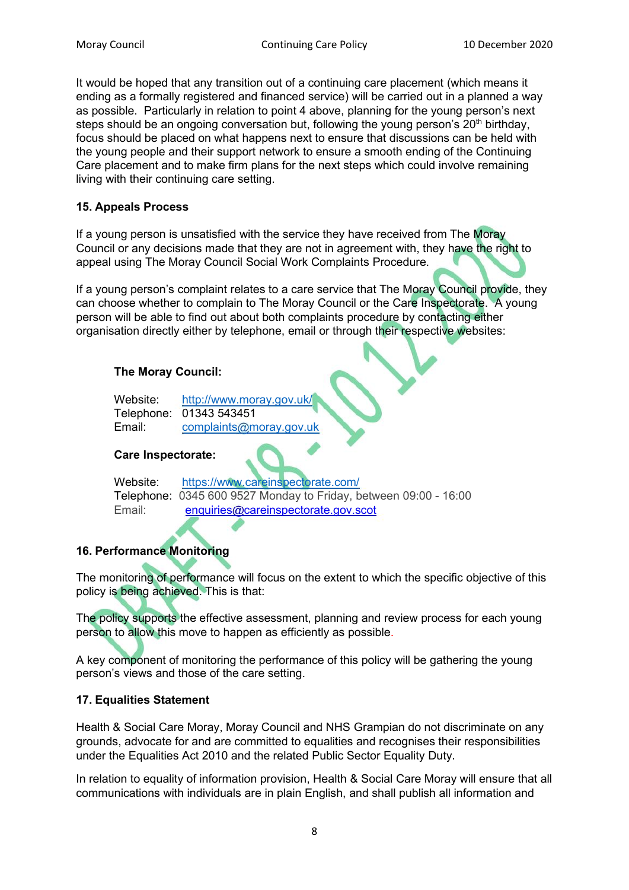It would be hoped that any transition out of a continuing care placement (which means it ending as a formally registered and financed service) will be carried out in a planned a way as possible. Particularly in relation to point 4 above, planning for the young person's next steps should be an ongoing conversation but, following the young person's 20th birthday, focus should be placed on what happens next to ensure that discussions can be held with the young people and their support network to ensure a smooth ending of the Continuing Care placement and to make firm plans for the next steps which could involve remaining living with their continuing care setting.

## 15. Appeals Process

If a young person is unsatisfied with the service they have received from The Moray Council or any decisions made that they are not in agreement with, they have the right to appeal using The Moray Council Social Work Complaints Procedure.

If a young person's complaint relates to a care service that The Moray Council provide, they can choose whether to complain to The Moray Council or the Care Inspectorate. A young person will be able to find out about both complaints procedure by contacting either organisation directly either by telephone, email or through their respective websites:

**The Moray Council:**

Website: http://www.moray.gov.uk/
Telephone: 01343 543451
Email: complaints@moray.gov.uk

**Care Inspectorate:**

Website: https://www.careinspectorate.com/
Telephone: 0345 600 9527 Monday to Friday, between 09:00 - 16:00
Email: enquiries@careinspectorate.gov.scot

## 16. Performance Monitoring

The monitoring of performance will focus on the extent to which the specific objective of this policy is being achieved. This is that:

The policy supports the effective assessment, planning and review process for each young person to allow this move to happen as efficiently as possible.

A key component of monitoring the performance of this policy will be gathering the young person's views and those of the care setting.

## 17. Equalities Statement

Health & Social Care Moray, Moray Council and NHS Grampian do not discriminate on any grounds, advocate for and are committed to equalities and recognises their responsibilities under the Equalities Act 2010 and the related Public Sector Equality Duty.

In relation to equality of information provision, Health & Social Care Moray will ensure that all communications with individuals are in plain English, and shall publish all information and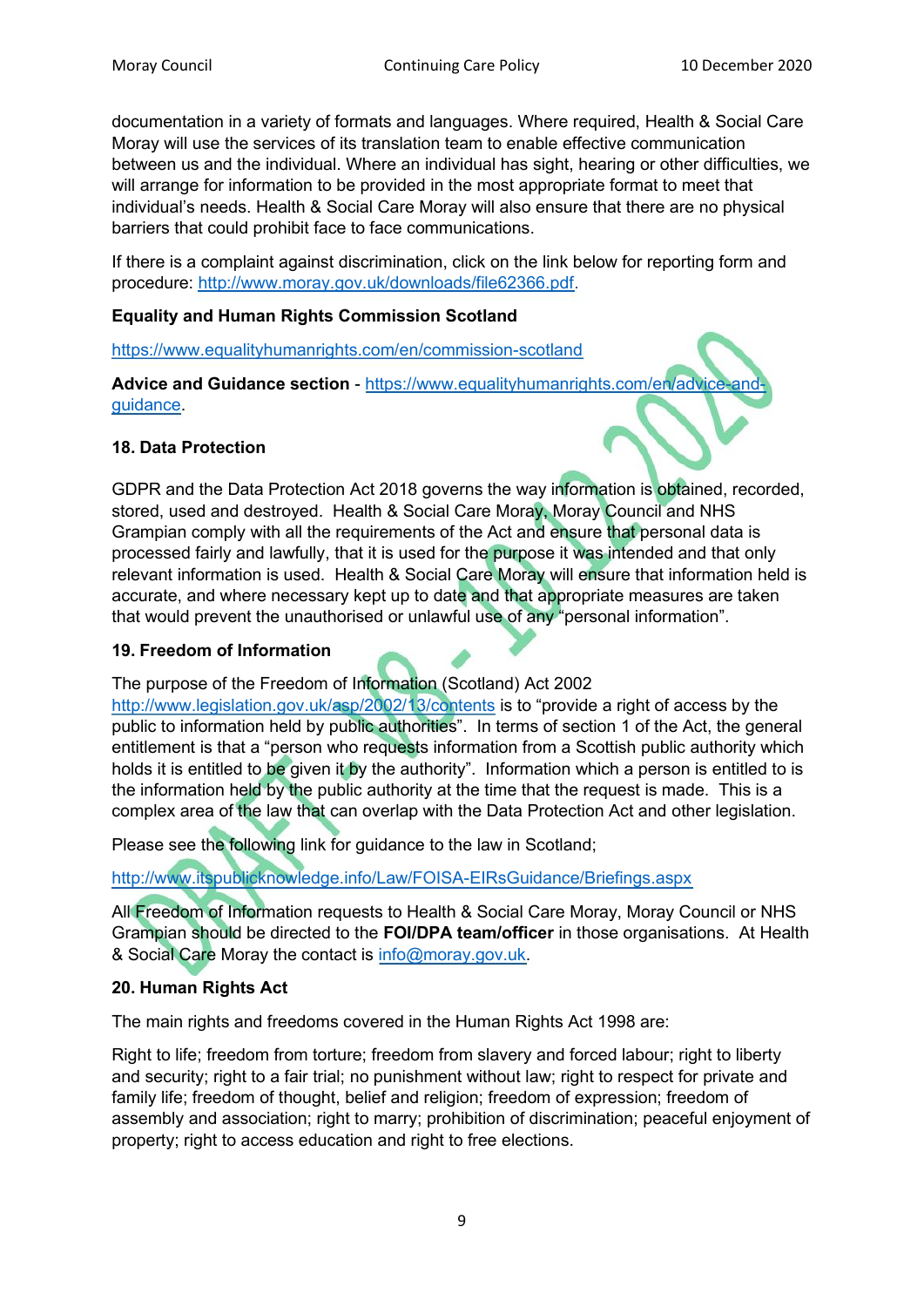documentation in a variety of formats and languages. Where required, Health & Social Care Moray will use the services of its translation team to enable effective communication between us and the individual. Where an individual has sight, hearing or other difficulties, we will arrange for information to be provided in the most appropriate format to meet that individual's needs. Health & Social Care Moray will also ensure that there are no physical barriers that could prohibit face to face communications.

If there is a complaint against discrimination, click on the link below for reporting form and procedure: http://www.moray.gov.uk/downloads/file62366.pdf.

**Equality and Human Rights Commission Scotland**

https://www.equalityhumanrights.com/en/commission-scotland

**Advice and Guidance section** - https://www.equalityhumanrights.com/en/advice-and-guidance.

## 18. Data Protection

GDPR and the Data Protection Act 2018 governs the way information is obtained, recorded, stored, used and destroyed. Health & Social Care Moray, Moray Council and NHS Grampian comply with all the requirements of the Act and ensure that personal data is processed fairly and lawfully, that it is used for the purpose it was intended and that only relevant information is used. Health & Social Care Moray will ensure that information held is accurate, and where necessary kept up to date and that appropriate measures are taken that would prevent the unauthorised or unlawful use of any "personal information".

## 19. Freedom of Information

The purpose of the Freedom of Information (Scotland) Act 2002 http://www.legislation.gov.uk/asp/2002/13/contents is to "provide a right of access by the public to information held by public authorities". In terms of section 1 of the Act, the general entitlement is that a "person who requests information from a Scottish public authority which holds it is entitled to be given it by the authority". Information which a person is entitled to is the information held by the public authority at the time that the request is made. This is a complex area of the law that can overlap with the Data Protection Act and other legislation.

Please see the following link for guidance to the law in Scotland;

http://www.itspublicknowledge.info/Law/FOISA-EIRsGuidance/Briefings.aspx

All Freedom of Information requests to Health & Social Care Moray, Moray Council or NHS Grampian should be directed to the **FOI/DPA team/officer** in those organisations. At Health & Social Care Moray the contact is info@moray.gov.uk.

## 20. Human Rights Act

The main rights and freedoms covered in the Human Rights Act 1998 are:

Right to life; freedom from torture; freedom from slavery and forced labour; right to liberty and security; right to a fair trial; no punishment without law; right to respect for private and family life; freedom of thought, belief and religion; freedom of expression; freedom of assembly and association; right to marry; prohibition of discrimination; peaceful enjoyment of property; right to access education and right to free elections.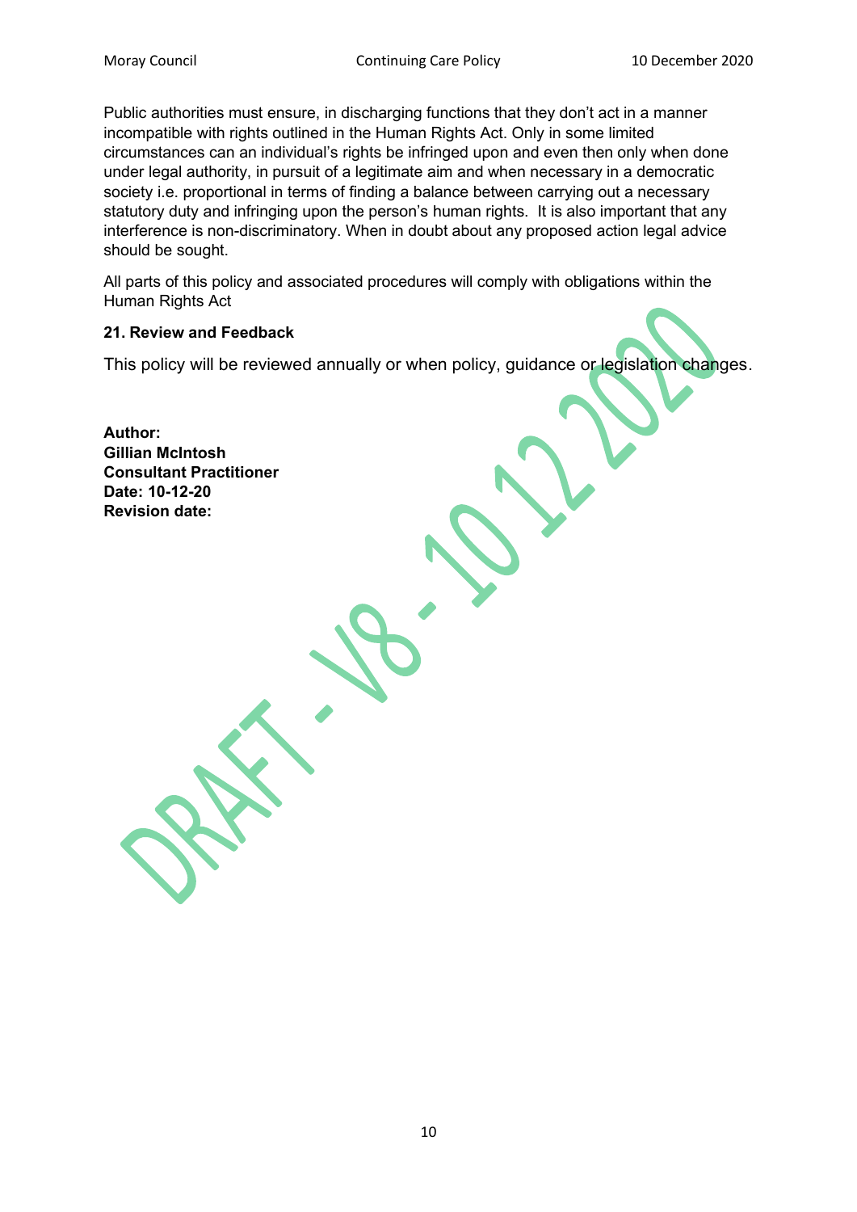Public authorities must ensure, in discharging functions that they don't act in a manner incompatible with rights outlined in the Human Rights Act. Only in some limited circumstances can an individual's rights be infringed upon and even then only when done under legal authority, in pursuit of a legitimate aim and when necessary in a democratic society i.e. proportional in terms of finding a balance between carrying out a necessary statutory duty and infringing upon the person's human rights. It is also important that any interference is non-discriminatory. When in doubt about any proposed action legal advice should be sought.

All parts of this policy and associated procedures will comply with obligations within the Human Rights Act

**21. Review and Feedback**

This policy will be reviewed annually or when policy, guidance or legislation changes.

**Author:**
**Gillian McIntosh**
**Consultant Practitioner**
**Date: 10-12-20**
**Revision date:**